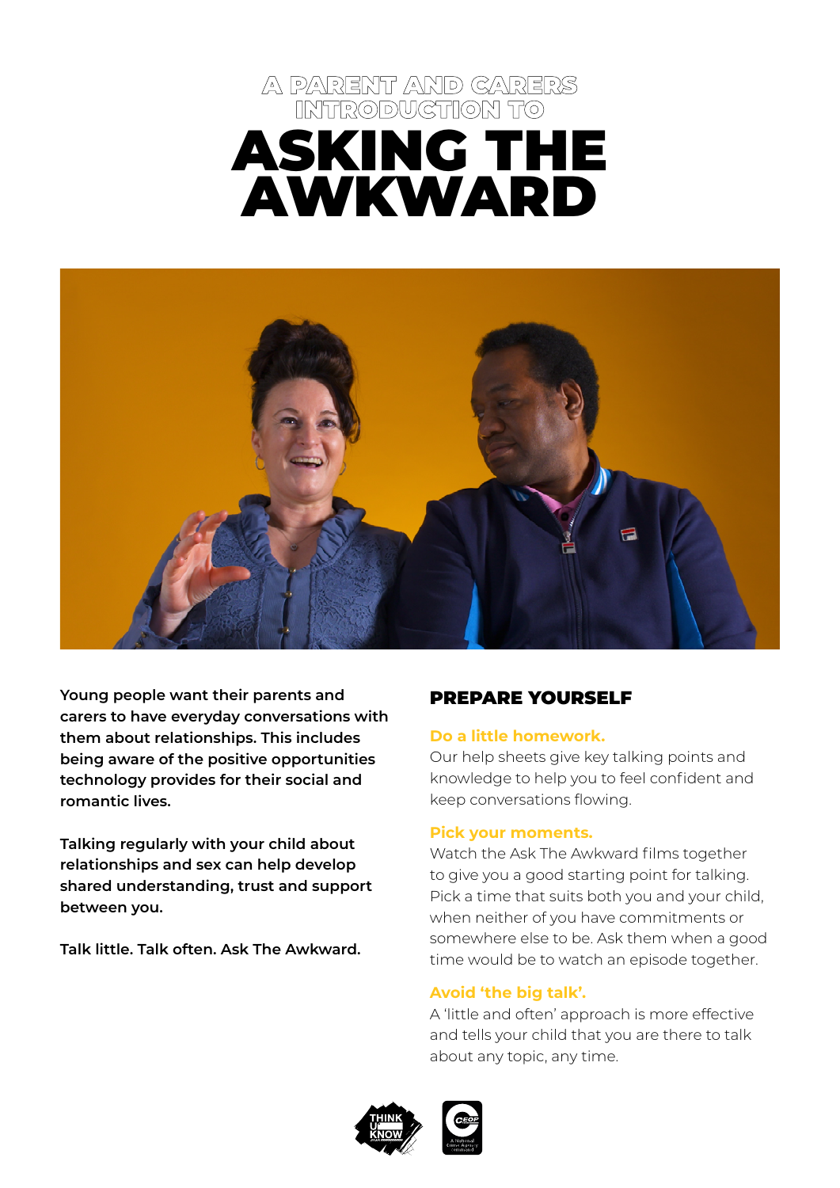A PARENT AND CARERS INTRODUCTION TO

# ASKING THE AWKWARD

**Young people want their parents and carers to have everyday conversations with them about relationships. This includes being aware of the positive opportunities technology provides for their social and romantic lives.**

**Talking regularly with your child about relationships and sex can help develop shared understanding, trust and support between you.**

**Talk little. Talk often. Ask The Awkward.**

## PREPARE YOURSELF

### Do a little homework.

Our help sheets give key talking points and knowledge to help you to feel confident and keep conversations flowing.

### Pick your moments.

Watch the Ask The Awkward films together to give you a good starting point for talking. Pick a time that suits both you and your child, when neither of you have commitments or somewhere else to be. Ask them when a good time would be to watch an episode together.

### Avoid 'the big talk'.

A 'little and often' approach is more effective and tells your child that you are there to talk about any topic, any time.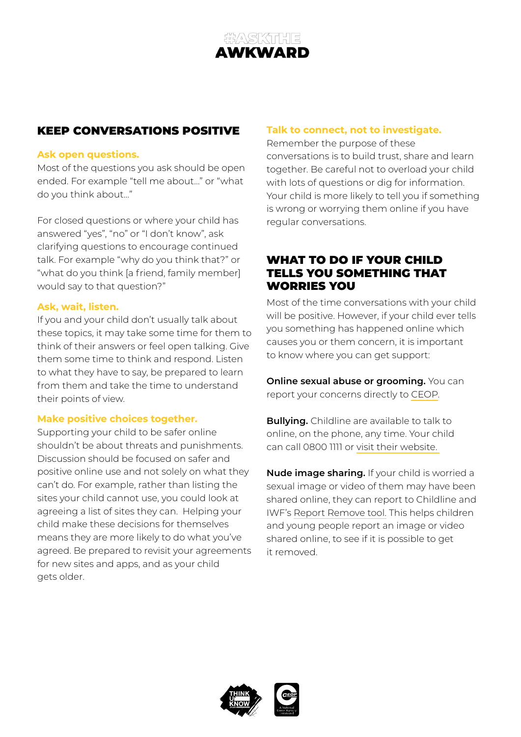# #ASKTHE AWKWARD

## KEEP CONVERSATIONS POSITIVE

**Ask open questions.**
Most of the questions you ask should be open ended. For example "tell me about…" or "what do you think about…"

For closed questions or where your child has answered "yes", "no" or "I don't know", ask clarifying questions to encourage continued talk. For example "why do you think that?" or "what do you think [a friend, family member] would say to that question?"

**Ask, wait, listen.**
If you and your child don't usually talk about these topics, it may take some time for them to think of their answers or feel open talking. Give them some time to think and respond. Listen to what they have to say, be prepared to learn from them and take the time to understand their points of view.

**Make positive choices together.**
Supporting your child to be safer online shouldn't be about threats and punishments. Discussion should be focused on safer and positive online use and not solely on what they can't do. For example, rather than listing the sites your child cannot use, you could look at agreeing a list of sites they can. Helping your child make these decisions for themselves means they are more likely to do what you've agreed. Be prepared to revisit your agreements for new sites and apps, and as your child gets older.

**Talk to connect, not to investigate.**
Remember the purpose of these conversations is to build trust, share and learn together. Be careful not to overload your child with lots of questions or dig for information. Your child is more likely to tell you if something is wrong or worrying them online if you have regular conversations.

## WHAT TO DO IF YOUR CHILD TELLS YOU SOMETHING THAT WORRIES YOU

Most of the time conversations with your child will be positive. However, if your child ever tells you something has happened online which causes you or them concern, it is important to know where you can get support:

**Online sexual abuse or grooming.** You can report your concerns directly to CEOP.

**Bullying.** Childline are available to talk to online, on the phone, any time. Your child can call 0800 1111 or visit their website.

**Nude image sharing.** If your child is worried a sexual image or video of them may have been shared online, they can report to Childline and IWF's Report Remove tool. This helps children and young people report an image or video shared online, to see if it is possible to get it removed.